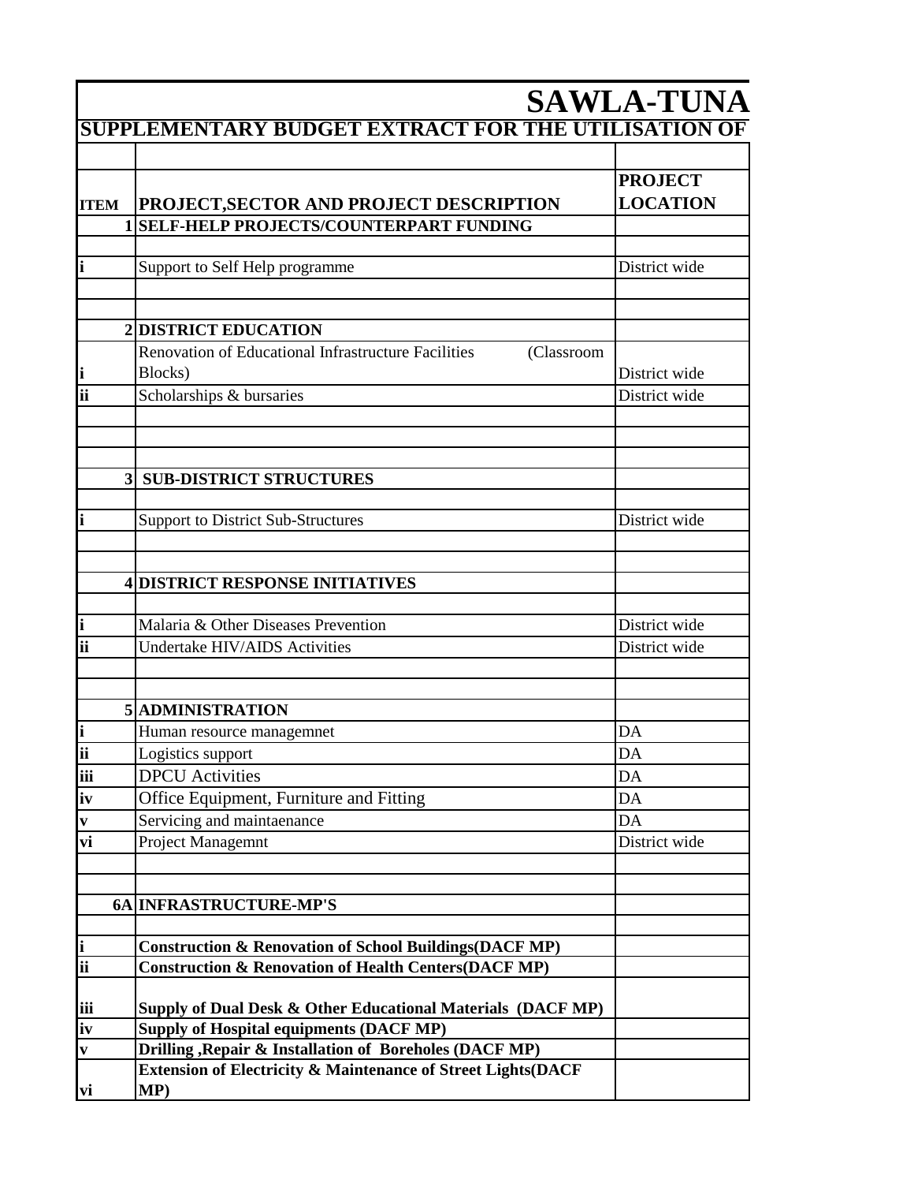# SAWLA-TUNA

## SUPPLEMENTARY BUDGET EXTRACT FOR THE UTILISATION OF

| ITEM | PROJECT,SECTOR AND PROJECT DESCRIPTION | PROJECT LOCATION |
|---|---|---|
| 1 | **SELF-HELP PROJECTS/COUNTERPART FUNDING** | |
| | | |
| i | Support to Self Help programme | District wide |
| | | |
| | | |
| 2 | **DISTRICT EDUCATION** | |
| i | Renovation of Educational Infrastructure Facilities (Classroom Blocks) | District wide |
| ii | Scholarships & bursaries | District wide |
| | | |
| | | |
| | | |
| 3 | **SUB-DISTRICT STRUCTURES** | |
| | | |
| i | Support to District Sub-Structures | District wide |
| | | |
| | | |
| 4 | **DISTRICT RESPONSE INITIATIVES** | |
| | | |
| i | Malaria & Other Diseases Prevention | District wide |
| ii | Undertake HIV/AIDS Activities | District wide |
| | | |
| | | |
| 5 | **ADMINISTRATION** | |
| i | Human resource managemnet | DA |
| ii | Logistics support | DA |
| iii | DPCU Activities | DA |
| iv | Office Equipment, Furniture and Fitting | DA |
| v | Servicing and maintaenance | DA |
| vi | Project Managemnt | District wide |
| | | |
| | | |
| 6A | **INFRASTRUCTURE-MP'S** | |
| | | |
| i | **Construction & Renovation of School Buildings(DACF MP)** | |
| ii | **Construction & Renovation of Health Centers(DACF MP)** | |
| iii | **Supply of Dual Desk & Other Educational Materials (DACF MP)** | |
| iv | **Supply of Hospital equipments (DACF MP)** | |
| v | **Drilling ,Repair & Installation of Boreholes (DACF MP)** | |
| vi | **Extension of Electricity & Maintenance of Street Lights(DACF MP)** | |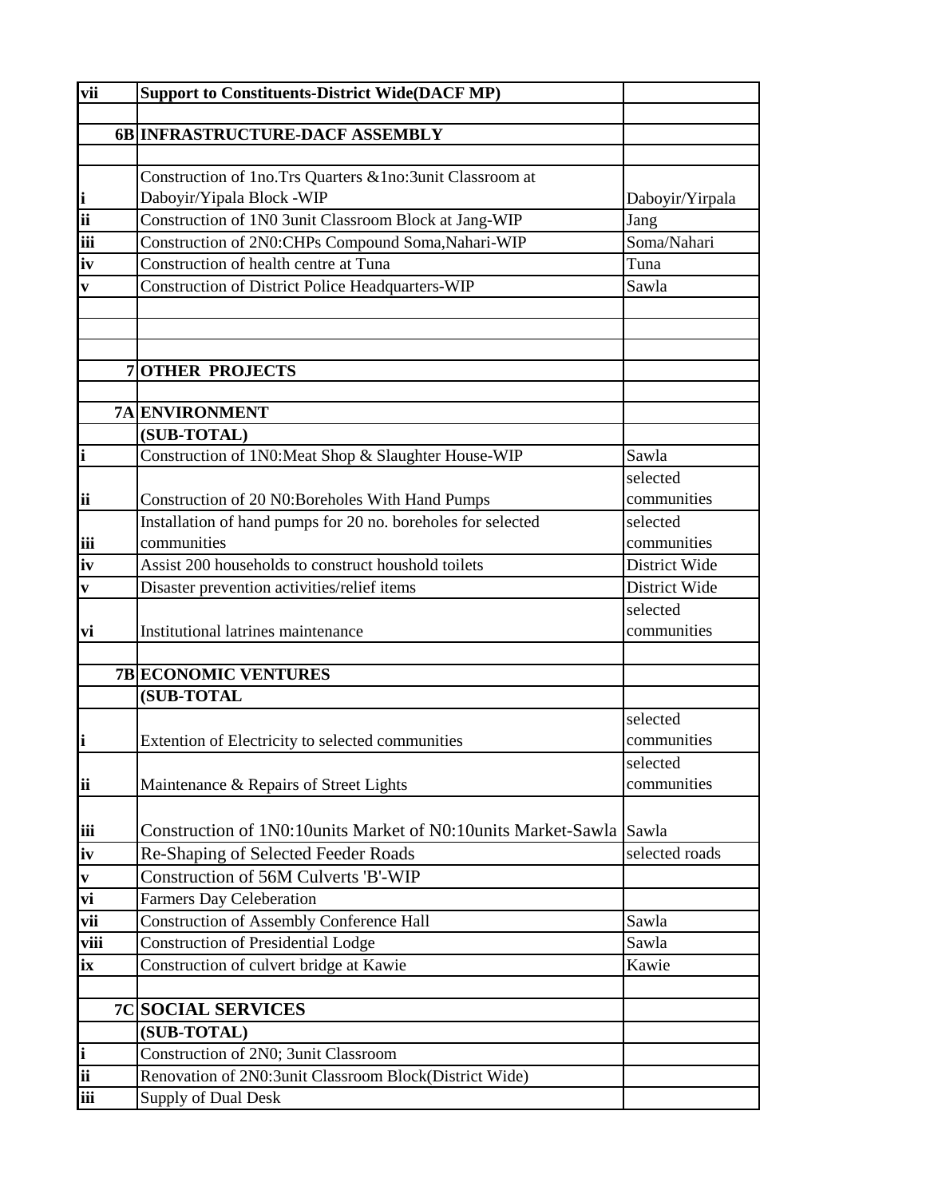| | | |
|---|---|---|
| **vii** | **Support to Constituents-District Wide(DACF MP)** | |
| | | |
| **6B** | **INFRASTRUCTURE-DACF ASSEMBLY** | |
| | | |
| **i** | Construction of 1no.Trs Quarters &1no:3unit Classroom at Daboyir/Yipala Block -WIP | Daboyir/Yirpala |
| **ii** | Construction of 1N0 3unit Classroom Block at Jang-WIP | Jang |
| **iii** | Construction of 2N0:CHPs Compound Soma,Nahari-WIP | Soma/Nahari |
| **iv** | Construction of health centre at Tuna | Tuna |
| **v** | Construction of District Police Headquarters-WIP | Sawla |
| | | |
| | | |
| | | |
| **7** | **OTHER PROJECTS** | |
| | | |
| **7A** | **ENVIRONMENT** | |
| | **(SUB-TOTAL)** | |
| **i** | Construction of 1N0:Meat Shop & Slaughter House-WIP | Sawla |
| **ii** | Construction of 20 N0:Boreholes With Hand Pumps | selected communities |
| **iii** | Installation of hand pumps for 20 no. boreholes for selected communities | selected communities |
| **iv** | Assist 200 households to construct houshold toilets | District Wide |
| **v** | Disaster prevention activities/relief items | District Wide |
| **vi** | Institutional latrines maintenance | selected communities |
| | | |
| **7B** | **ECONOMIC VENTURES** | |
| | **(SUB-TOTAL** | |
| **i** | Extention of Electricity to selected communities | selected communities |
| **ii** | Maintenance & Repairs of Street Lights | selected communities |
| **iii** | Construction of 1N0:10units Market of N0:10units Market-Sawla | Sawla |
| **iv** | Re-Shaping of Selected Feeder Roads | selected roads |
| **v** | Construction of 56M Culverts 'B'-WIP | |
| **vi** | Farmers Day Celeberation | |
| **vii** | Construction of Assembly Conference Hall | Sawla |
| **viii** | Construction of Presidential Lodge | Sawla |
| **ix** | Construction of culvert bridge at Kawie | Kawie |
| | | |
| **7C** | **SOCIAL SERVICES** | |
| | **(SUB-TOTAL)** | |
| **i** | Construction of 2N0; 3unit Classroom | |
| **ii** | Renovation of 2N0:3unit Classroom Block(District Wide) | |
| **iii** | Supply of Dual Desk | |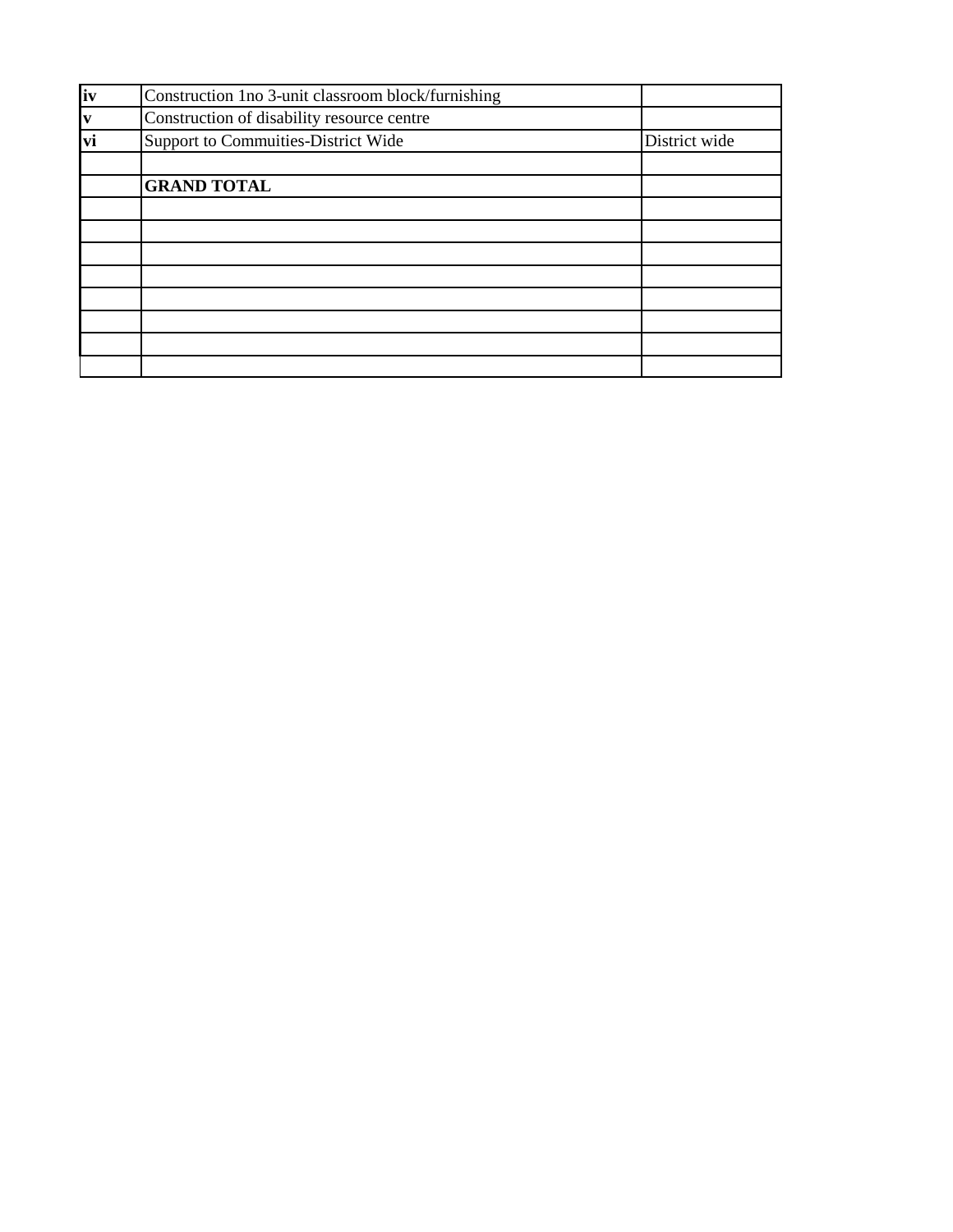| | | |
|---|---|---|
| **iv** | Construction 1no 3-unit classroom block/furnishing | |
| **v** | Construction of disability resource centre | |
| **vi** | Support to Commuities-District Wide | District wide |
| | | |
| | **GRAND TOTAL** | |
| | | |
| | | |
| | | |
| | | |
| | | |
| | | |
| | | |
| | | |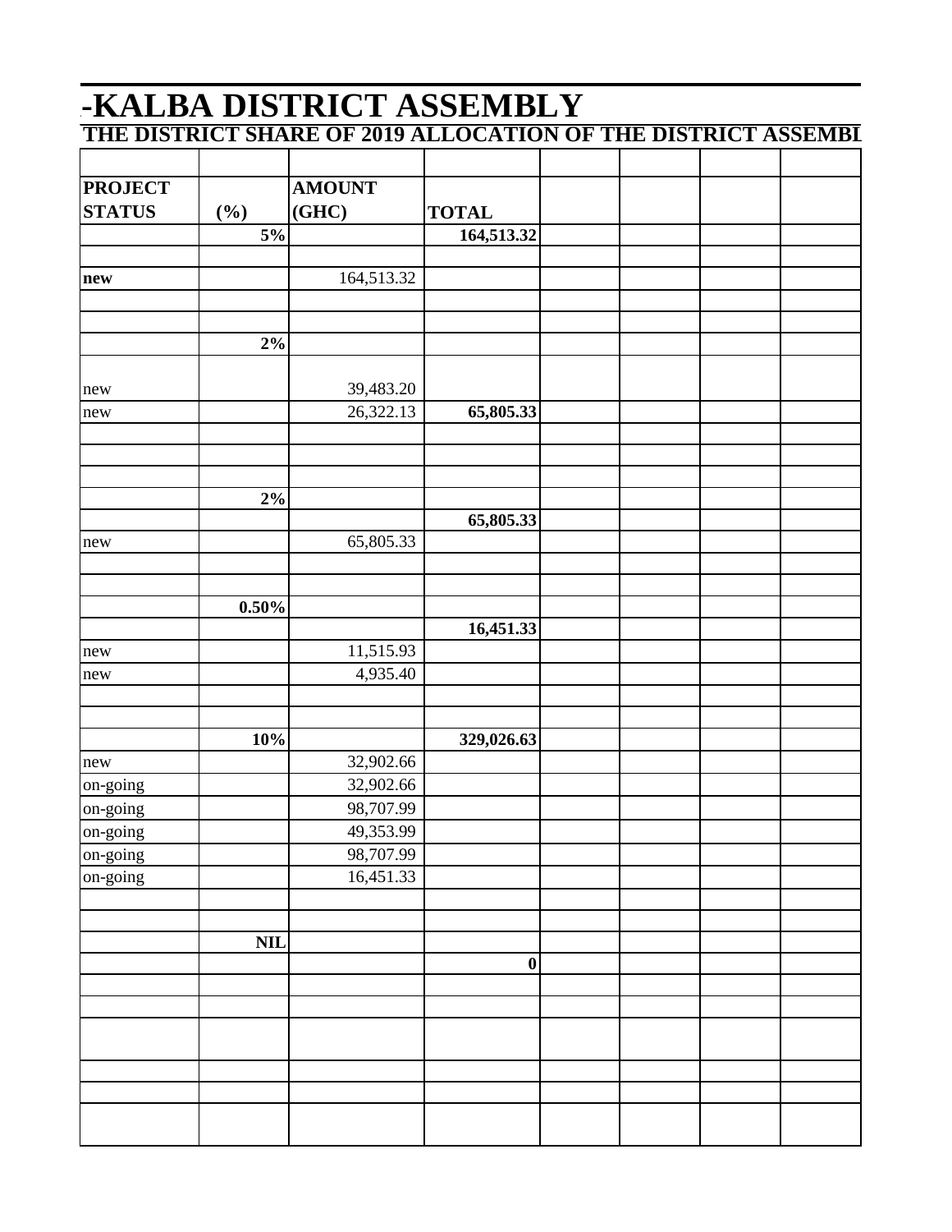# -KALBA DISTRICT ASSEMBLY

## THE DISTRICT SHARE OF 2019 ALLOCATION OF THE DISTRICT ASSEMBL

| PROJECT STATUS | (%) | AMOUNT (GHC) | TOTAL | | | | |
|---|---|---|---|---|---|---|---|
| | 5% | | 164,513.32 | | | | |
| | | | | | | | |
| **new** | | 164,513.32 | | | | | |
| | | | | | | | |
| | | | | | | | |
| | 2% | | | | | | |
| new | | 39,483.20 | | | | | |
| new | | 26,322.13 | 65,805.33 | | | | |
| | | | | | | | |
| | | | | | | | |
| | | | | | | | |
| | 2% | | | | | | |
| | | | 65,805.33 | | | | |
| new | | 65,805.33 | | | | | |
| | | | | | | | |
| | | | | | | | |
| | 0.50% | | | | | | |
| | | | 16,451.33 | | | | |
| new | | 11,515.93 | | | | | |
| new | | 4,935.40 | | | | | |
| | | | | | | | |
| | | | | | | | |
| | 10% | | 329,026.63 | | | | |
| new | | 32,902.66 | | | | | |
| on-going | | 32,902.66 | | | | | |
| on-going | | 98,707.99 | | | | | |
| on-going | | 49,353.99 | | | | | |
| on-going | | 98,707.99 | | | | | |
| on-going | | 16,451.33 | | | | | |
| | | | | | | | |
| | | | | | | | |
| | NIL | | | | | | |
| | | | 0 | | | | |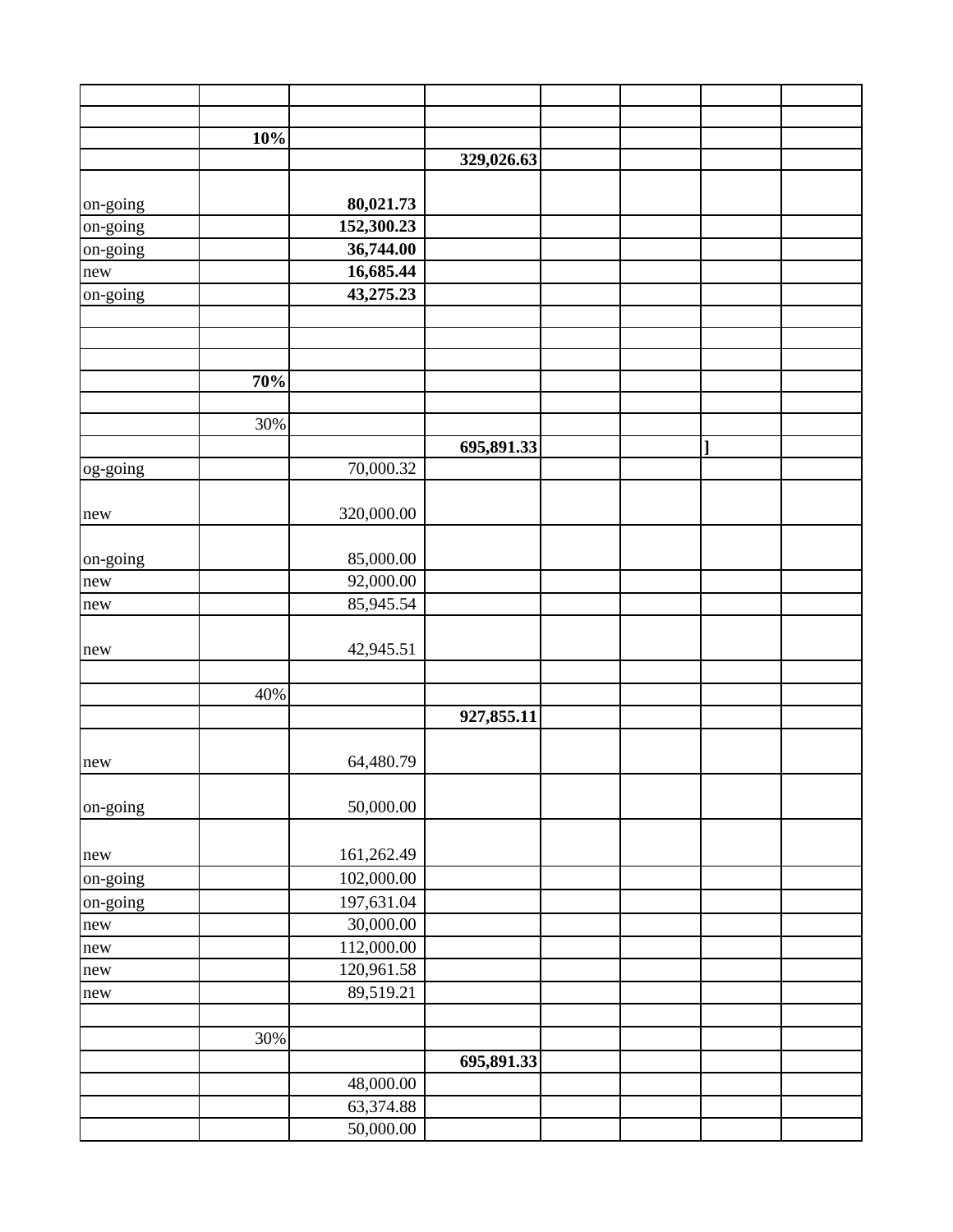| | | | | | | | |
|---|---|---|---|---|---|---|---|
| | | | | | | | |
| | **10%** | | | | | | |
| | | | **329,026.63** | | | | |
| on-going | | **80,021.73** | | | | | |
| on-going | | **152,300.23** | | | | | |
| on-going | | **36,744.00** | | | | | |
| new | | **16,685.44** | | | | | |
| on-going | | **43,275.23** | | | | | |
| | | | | | | | |
| | | | | | | | |
| | | | | | | | |
| | **70%** | | | | | | |
| | | | | | | | |
| | 30% | | | | | | |
| | | | **695,891.33** | | | **]** | |
| og-going | | 70,000.32 | | | | | |
| new | | 320,000.00 | | | | | |
| on-going | | 85,000.00 | | | | | |
| new | | 92,000.00 | | | | | |
| new | | 85,945.54 | | | | | |
| new | | 42,945.51 | | | | | |
| | | | | | | | |
| | 40% | | | | | | |
| | | | **927,855.11** | | | | |
| new | | 64,480.79 | | | | | |
| on-going | | 50,000.00 | | | | | |
| new | | 161,262.49 | | | | | |
| on-going | | 102,000.00 | | | | | |
| on-going | | 197,631.04 | | | | | |
| new | | 30,000.00 | | | | | |
| new | | 112,000.00 | | | | | |
| new | | 120,961.58 | | | | | |
| new | | 89,519.21 | | | | | |
| | | | | | | | |
| | 30% | | | | | | |
| | | | **695,891.33** | | | | |
| | | 48,000.00 | | | | | |
| | | 63,374.88 | | | | | |
| | | 50,000.00 | | | | | |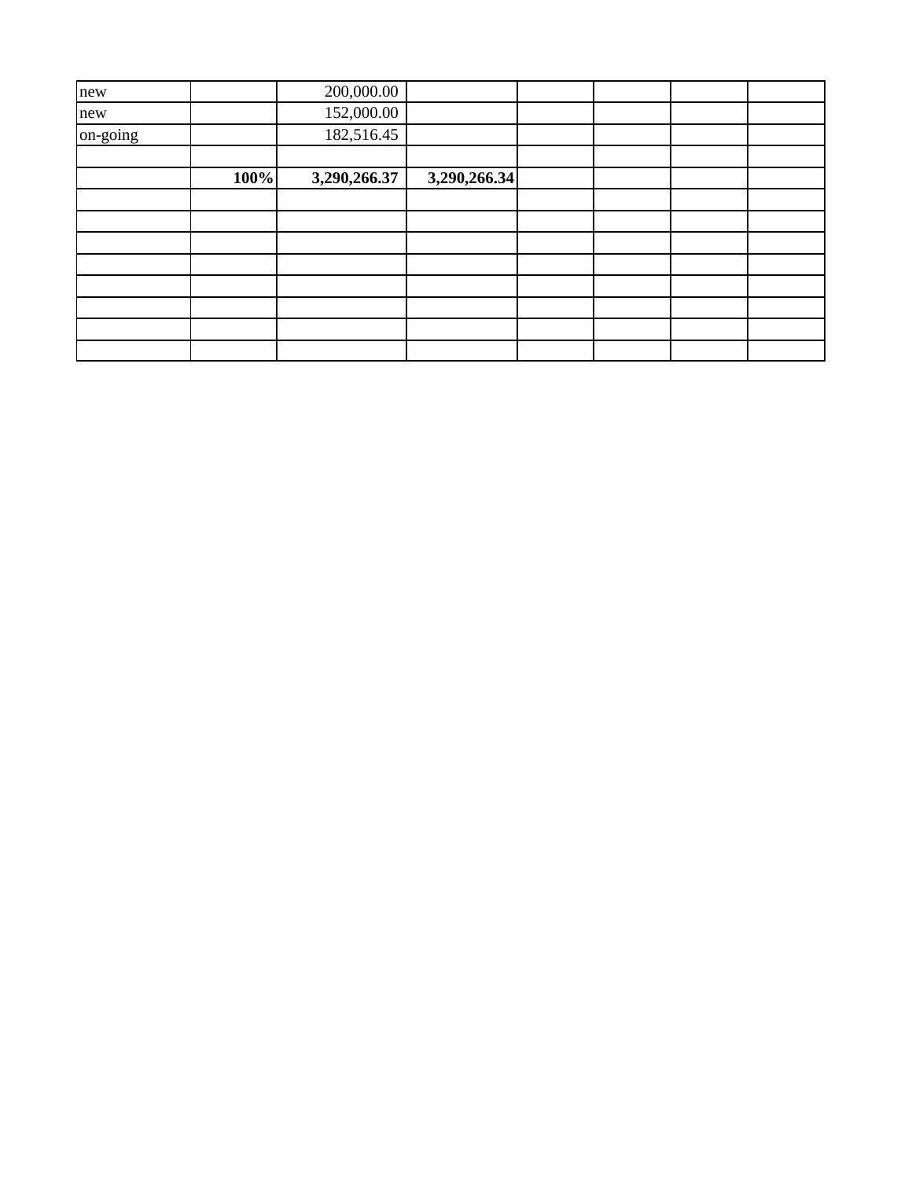| | | | | | | | |
|---|---|---|---|---|---|---|---|
| new | | 200,000.00 | | | | | |
| new | | 152,000.00 | | | | | |
| on-going | | 182,516.45 | | | | | |
| | | | | | | | |
| | **100%** | **3,290,266.37** | **3,290,266.34** | | | | |
| | | | | | | | |
| | | | | | | | |
| | | | | | | | |
| | | | | | | | |
| | | | | | | | |
| | | | | | | | |
| | | | | | | | |
| | | | | | | | |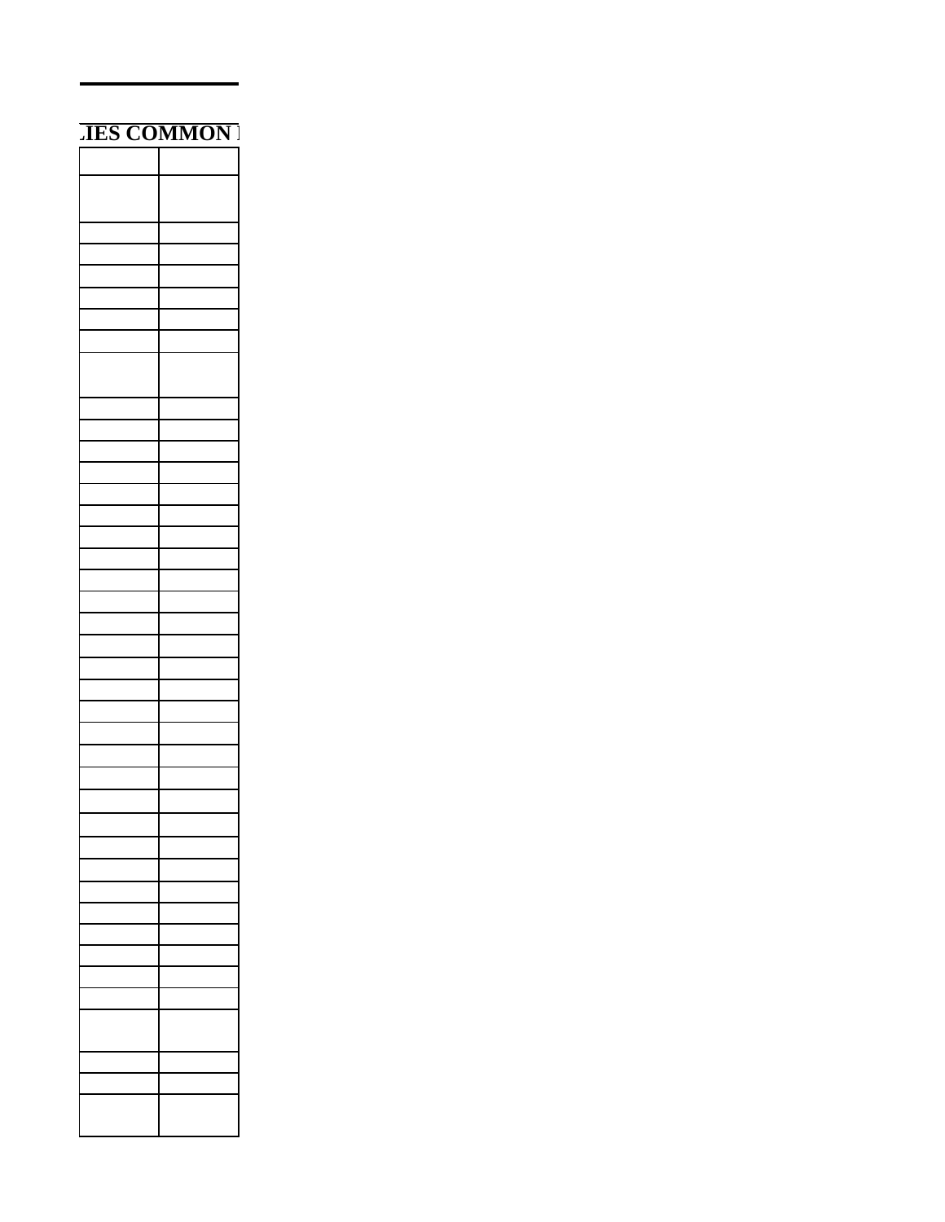LIES COMMON

| | |
|---|---|
| | |
| | |
| | |
| | |
| | |
| | |
| | |
| | |
| | |
| | |
| | |
| | |
| | |
| | |
| | |
| | |
| | |
| | |
| | |
| | |
| | |
| | |
| | |
| | |
| | |
| | |
| | |
| | |
| | |
| | |
| | |
| | |
| | |
| | |
| | |
| | |
| | |
| | |
| | |
| | |
| | |